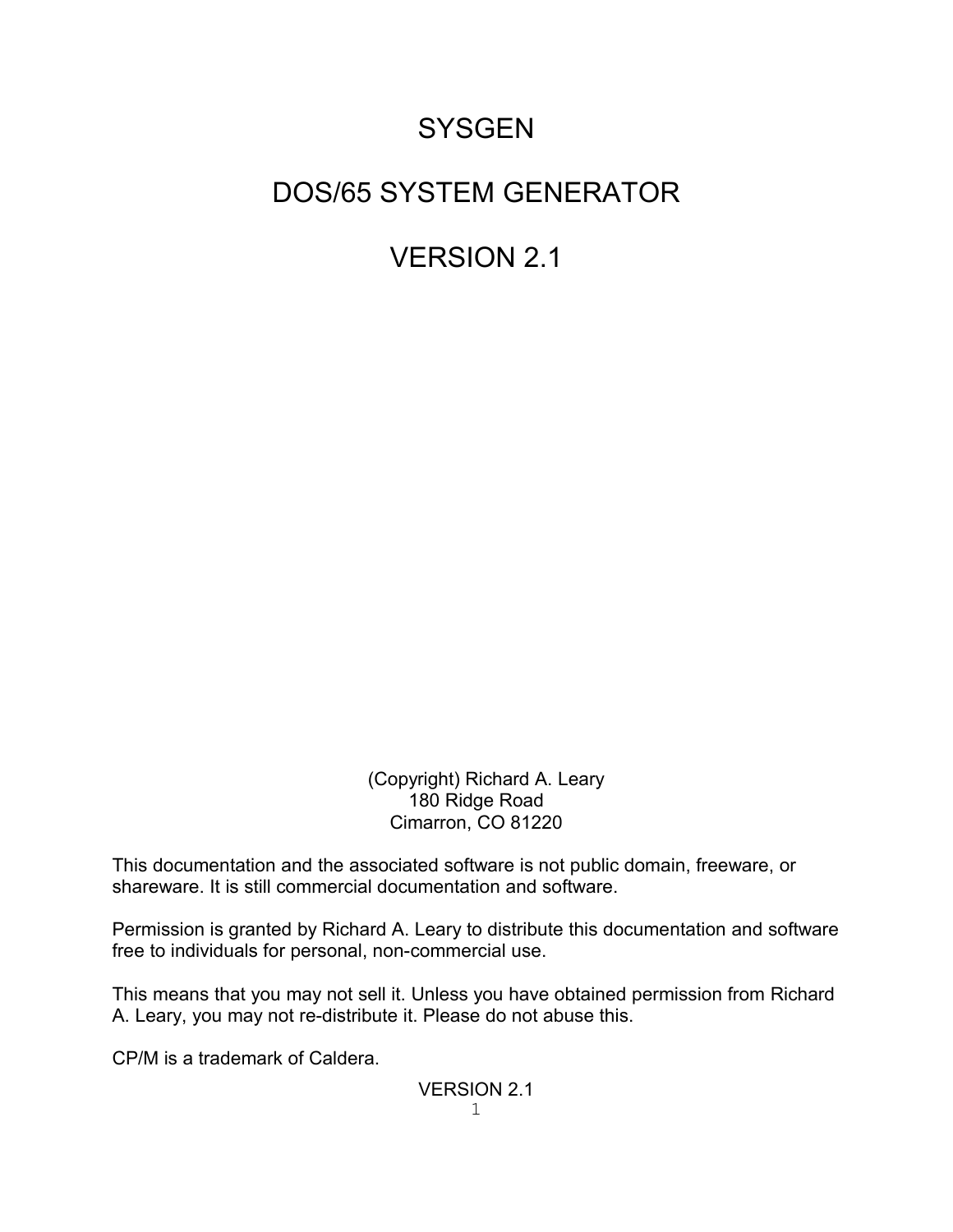# SYSGEN

# DOS/65 SYSTEM GENERATOR

# VERSION 2.1

(Copyright) Richard A. Leary
180 Ridge Road
Cimarron, CO 81220

This documentation and the associated software is not public domain, freeware, or shareware. It is still commercial documentation and software.

Permission is granted by Richard A. Leary to distribute this documentation and software free to individuals for personal, non-commercial use.

This means that you may not sell it. Unless you have obtained permission from Richard A. Leary, you may not re-distribute it. Please do not abuse this.

CP/M is a trademark of Caldera.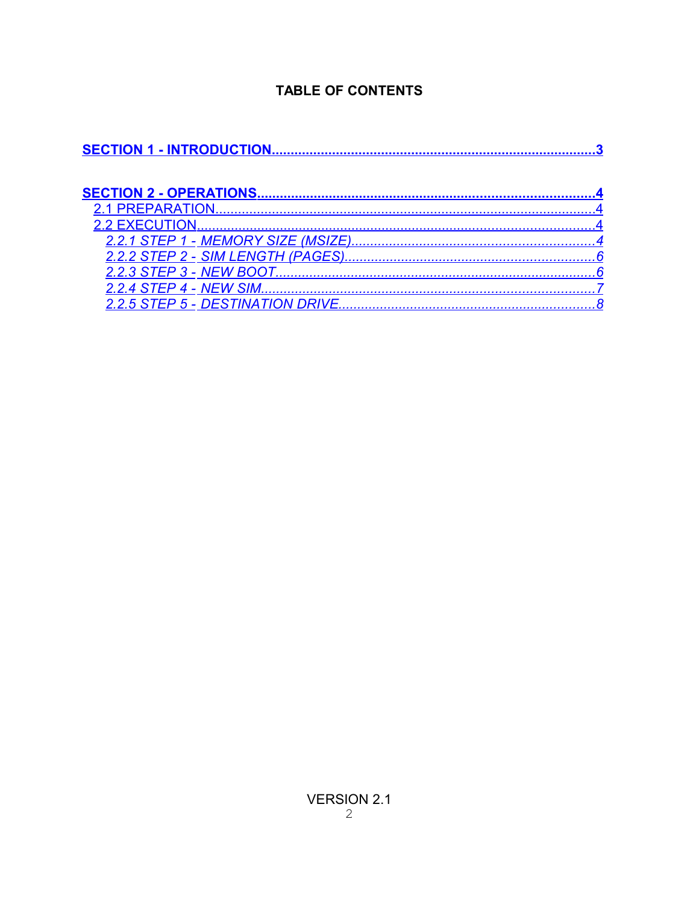# TABLE OF CONTENTS

**SECTION 1 - INTRODUCTION....................................................................................3**

**SECTION 2 - OPERATIONS.......................................................................................4**

2.1 PREPARATION....................................................................................................4

2.2 EXECUTION.........................................................................................................4

*2.2.1 STEP 1 - MEMORY SIZE (MSIZE)................................................................4*

*2.2.2 STEP 2 - SIM LENGTH (PAGES).................................................................6*

*2.2.3 STEP 3 - NEW BOOT....................................................................................6*

*2.2.4 STEP 4 - NEW SIM.........................................................................................7*

*2.2.5 STEP 5 - DESTINATION DRIVE...................................................................8*

VERSION 2.1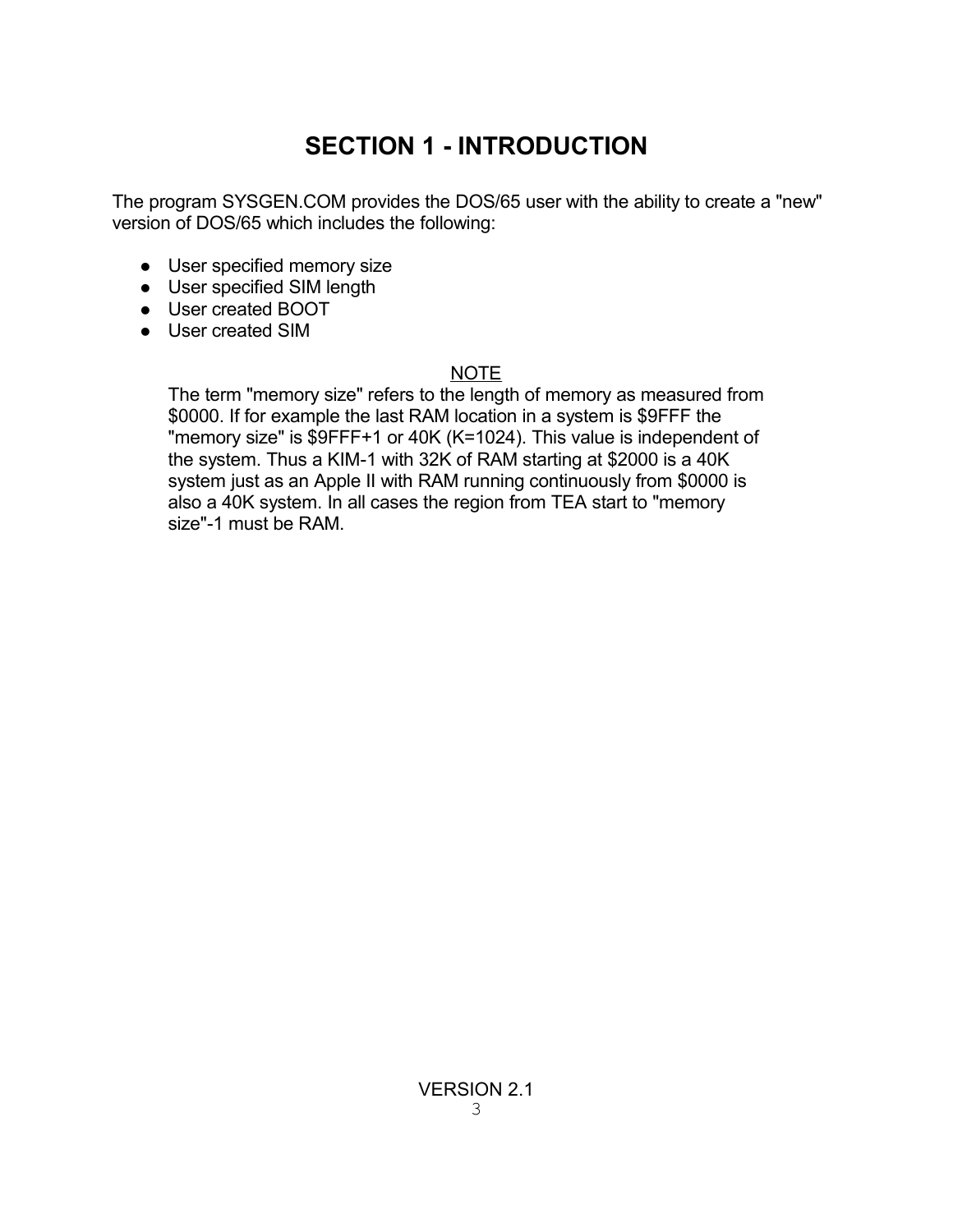# SECTION 1 - INTRODUCTION

The program SYSGEN.COM provides the DOS/65 user with the ability to create a "new" version of DOS/65 which includes the following:

- User specified memory size
- User specified SIM length
- User created BOOT
- User created SIM

<u>NOTE</u>

The term "memory size" refers to the length of memory as measured from $0000. If for example the last RAM location in a system is $9FFF the "memory size" is $9FFF+1 or 40K (K=1024). This value is independent of the system. Thus a KIM-1 with 32K of RAM starting at $2000 is a 40K system just as an Apple II with RAM running continuously from $0000 is also a 40K system. In all cases the region from TEA start to "memory size"-1 must be RAM.

VERSION 2.1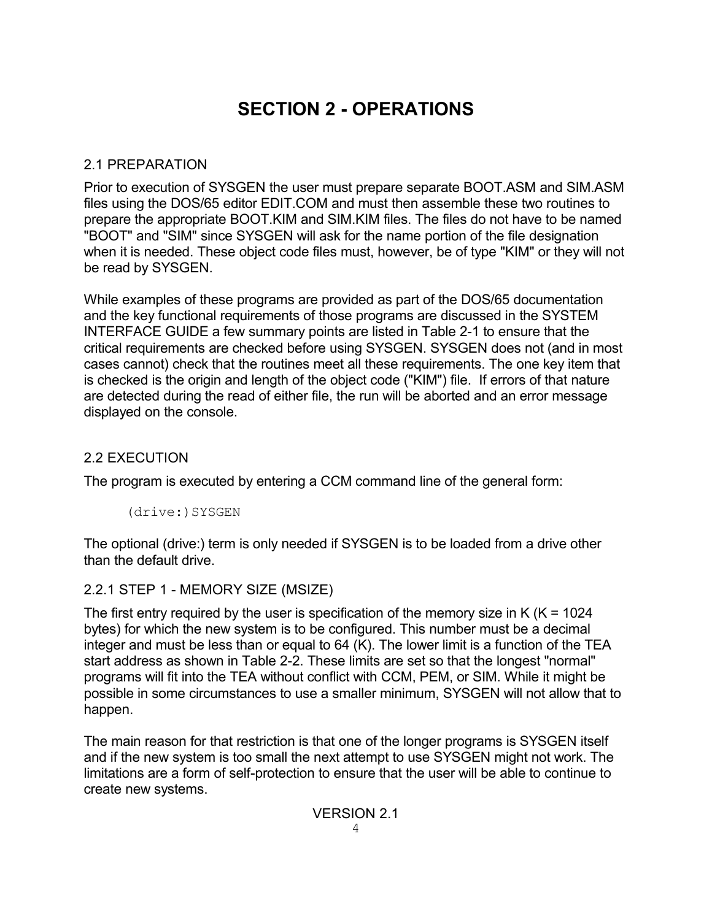# SECTION 2 - OPERATIONS

## 2.1 PREPARATION

Prior to execution of SYSGEN the user must prepare separate BOOT.ASM and SIM.ASM files using the DOS/65 editor EDIT.COM and must then assemble these two routines to prepare the appropriate BOOT.KIM and SIM.KIM files. The files do not have to be named "BOOT" and "SIM" since SYSGEN will ask for the name portion of the file designation when it is needed. These object code files must, however, be of type "KIM" or they will not be read by SYSGEN.

While examples of these programs are provided as part of the DOS/65 documentation and the key functional requirements of those programs are discussed in the SYSTEM INTERFACE GUIDE a few summary points are listed in Table 2-1 to ensure that the critical requirements are checked before using SYSGEN. SYSGEN does not (and in most cases cannot) check that the routines meet all these requirements. The one key item that is checked is the origin and length of the object code ("KIM") file. If errors of that nature are detected during the read of either file, the run will be aborted and an error message displayed on the console.

## 2.2 EXECUTION

The program is executed by entering a CCM command line of the general form:

```
(drive:)SYSGEN
```

The optional (drive:) term is only needed if SYSGEN is to be loaded from a drive other than the default drive.

### 2.2.1 STEP 1 - MEMORY SIZE (MSIZE)

The first entry required by the user is specification of the memory size in K (K = 1024 bytes) for which the new system is to be configured. This number must be a decimal integer and must be less than or equal to 64 (K). The lower limit is a function of the TEA start address as shown in Table 2-2. These limits are set so that the longest "normal" programs will fit into the TEA without conflict with CCM, PEM, or SIM. While it might be possible in some circumstances to use a smaller minimum, SYSGEN will not allow that to happen.

The main reason for that restriction is that one of the longer programs is SYSGEN itself and if the new system is too small the next attempt to use SYSGEN might not work. The limitations are a form of self-protection to ensure that the user will be able to continue to create new systems.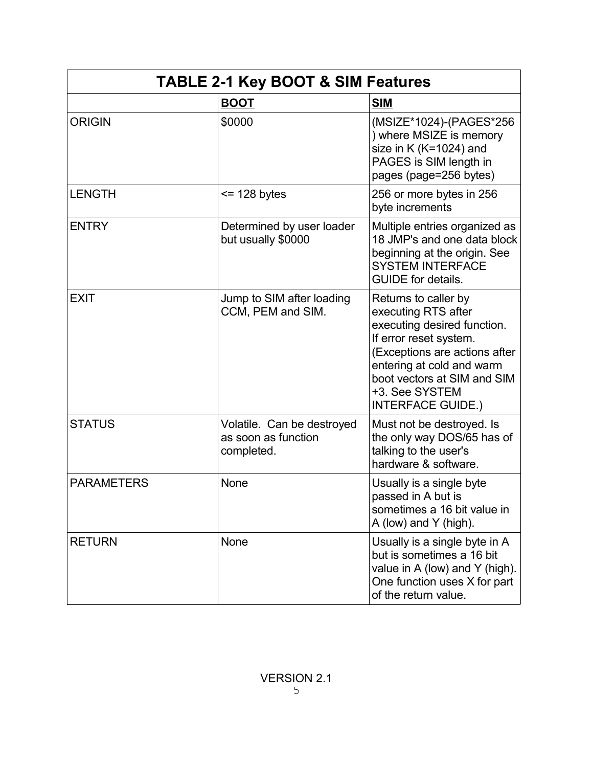## TABLE 2-1 Key BOOT & SIM Features

| | **BOOT** | **SIM** |
|---|---|---|
| ORIGIN | $0000 | (MSIZE*1024)-(PAGES*256) where MSIZE is memory size in K (K=1024) and PAGES is SIM length in pages (page=256 bytes) |
| LENGTH | <= 128 bytes | 256 or more bytes in 256 byte increments |
| ENTRY | Determined by user loader but usually $0000 | Multiple entries organized as 18 JMP's and one data block beginning at the origin. See SYSTEM INTERFACE GUIDE for details. |
| EXIT | Jump to SIM after loading CCM, PEM and SIM. | Returns to caller by executing RTS after executing desired function. If error reset system. (Exceptions are actions after entering at cold and warm boot vectors at SIM and SIM +3. See SYSTEM INTERFACE GUIDE.) |
| STATUS | Volatile. Can be destroyed as soon as function completed. | Must not be destroyed. Is the only way DOS/65 has of talking to the user's hardware & software. |
| PARAMETERS | None | Usually is a single byte passed in A but is sometimes a 16 bit value in A (low) and Y (high). |
| RETURN | None | Usually is a single byte in A but is sometimes a 16 bit value in A (low) and Y (high). One function uses X for part of the return value. |

VERSION 2.1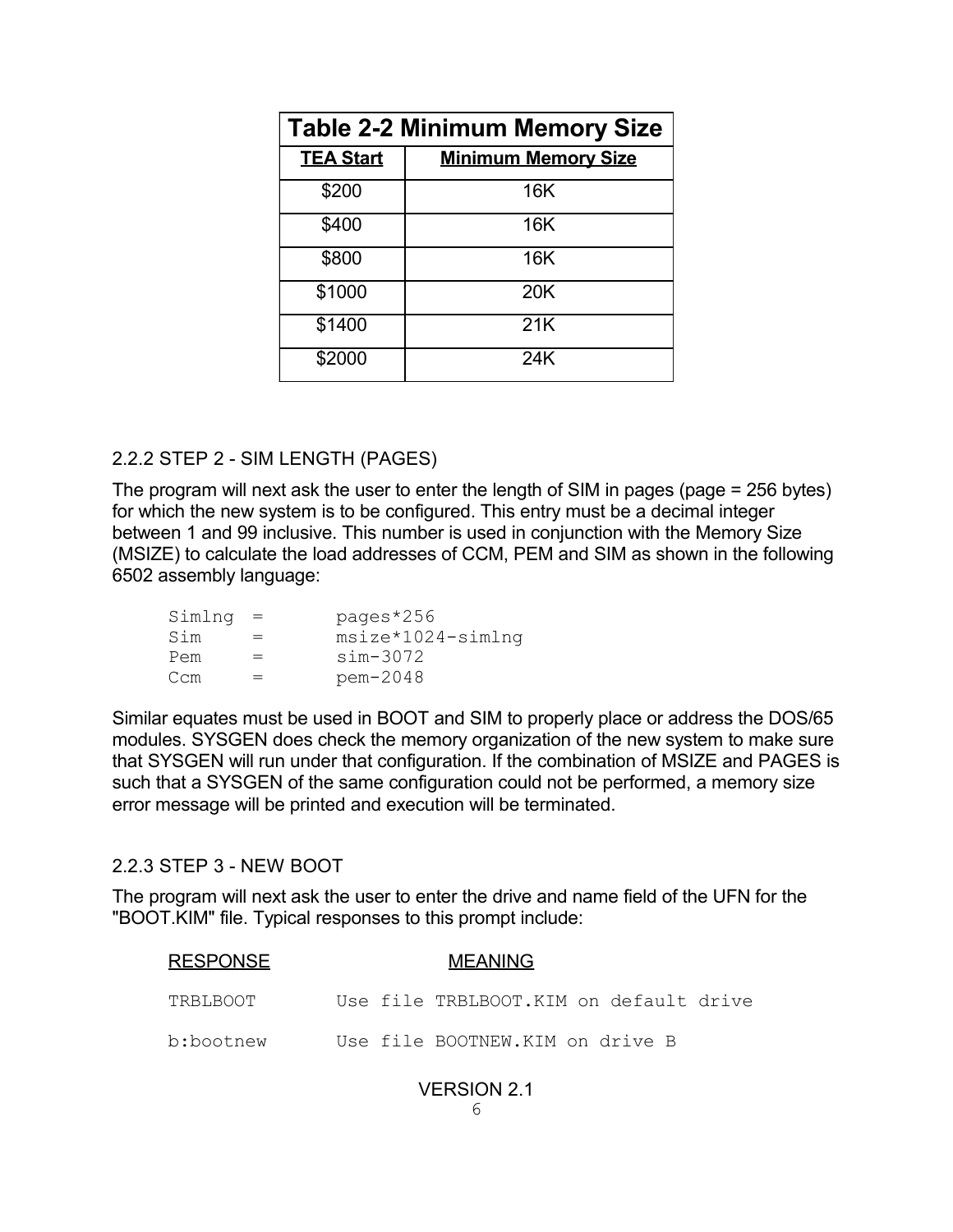| Table 2-2 Minimum Memory Size | |
|---|---|
| **TEA Start** | **Minimum Memory Size** |
| $200 | 16K |
| $400 | 16K |
| $800 | 16K |
| $1000 | 20K |
| $1400 | 21K |
| $2000 | 24K |

## 2.2.2 STEP 2 - SIM LENGTH (PAGES)

The program will next ask the user to enter the length of SIM in pages (page = 256 bytes) for which the new system is to be configured. This entry must be a decimal integer between 1 and 99 inclusive. This number is used in conjunction with the Memory Size (MSIZE) to calculate the load addresses of CCM, PEM and SIM as shown in the following 6502 assembly language:

```
Simlng  =       pages*256
Sim     =       msize*1024-simlng
Pem     =       sim-3072
Ccm     =       pem-2048
```

Similar equates must be used in BOOT and SIM to properly place or address the DOS/65 modules. SYSGEN does check the memory organization of the new system to make sure that SYSGEN will run under that configuration. If the combination of MSIZE and PAGES is such that a SYSGEN of the same configuration could not be performed, a memory size error message will be printed and execution will be terminated.

## 2.2.3 STEP 3 - NEW BOOT

The program will next ask the user to enter the drive and name field of the UFN for the "BOOT.KIM" file. Typical responses to this prompt include:

| RESPONSE | MEANING |
|---|---|
| TRBLBOOT | Use file TRBLBOOT.KIM on default drive |
| b:bootnew | Use file BOOTNEW.KIM on drive B |

VERSION 2.1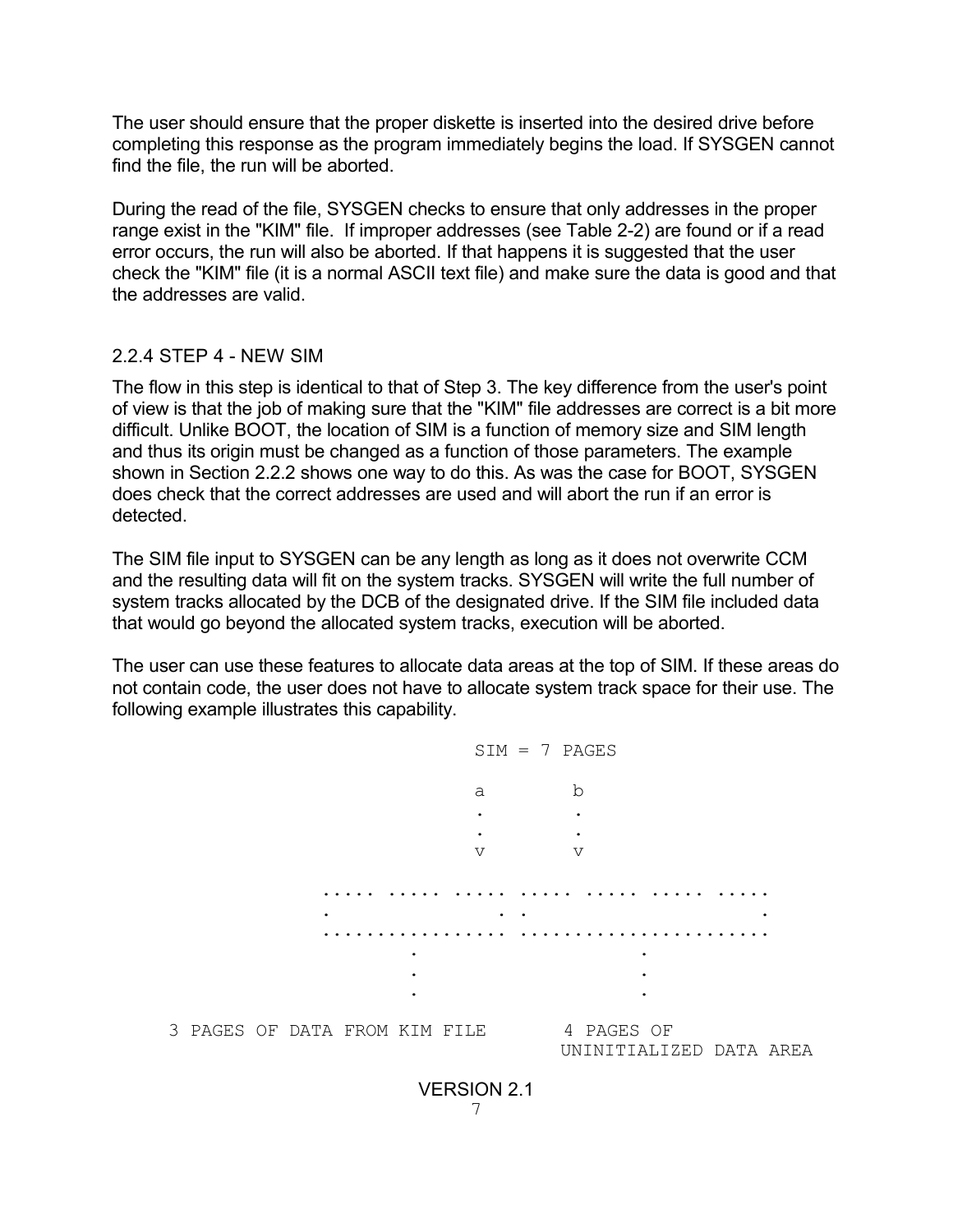The user should ensure that the proper diskette is inserted into the desired drive before completing this response as the program immediately begins the load. If SYSGEN cannot find the file, the run will be aborted.

During the read of the file, SYSGEN checks to ensure that only addresses in the proper range exist in the "KIM" file. If improper addresses (see Table 2-2) are found or if a read error occurs, the run will also be aborted. If that happens it is suggested that the user check the "KIM" file (it is a normal ASCII text file) and make sure the data is good and that the addresses are valid.

### 2.2.4 STEP 4 - NEW SIM

The flow in this step is identical to that of Step 3. The key difference from the user's point of view is that the job of making sure that the "KIM" file addresses are correct is a bit more difficult. Unlike BOOT, the location of SIM is a function of memory size and SIM length and thus its origin must be changed as a function of those parameters. The example shown in Section 2.2.2 shows one way to do this. As was the case for BOOT, SYSGEN does check that the correct addresses are used and will abort the run if an error is detected.

The SIM file input to SYSGEN can be any length as long as it does not overwrite CCM and the resulting data will fit on the system tracks. SYSGEN will write the full number of system tracks allocated by the DCB of the designated drive. If the SIM file included data that would go beyond the allocated system tracks, execution will be aborted.

The user can use these features to allocate data areas at the top of SIM. If these areas do not contain code, the user does not have to allocate system track space for their use. The following example illustrates this capability.

```
                              SIM = 7 PAGES

                              a        b
                              .        .
                              .        .
                              v        v

               ..... ..... ..... ..... ..... ..... .....
               .               . .                     .
               ................. ......................
                       .                    .
                       .                    .
                       .                    .

 3 PAGES OF DATA FROM KIM FILE       4 PAGES OF
                                     UNINITIALIZED DATA AREA
```

VERSION 2.1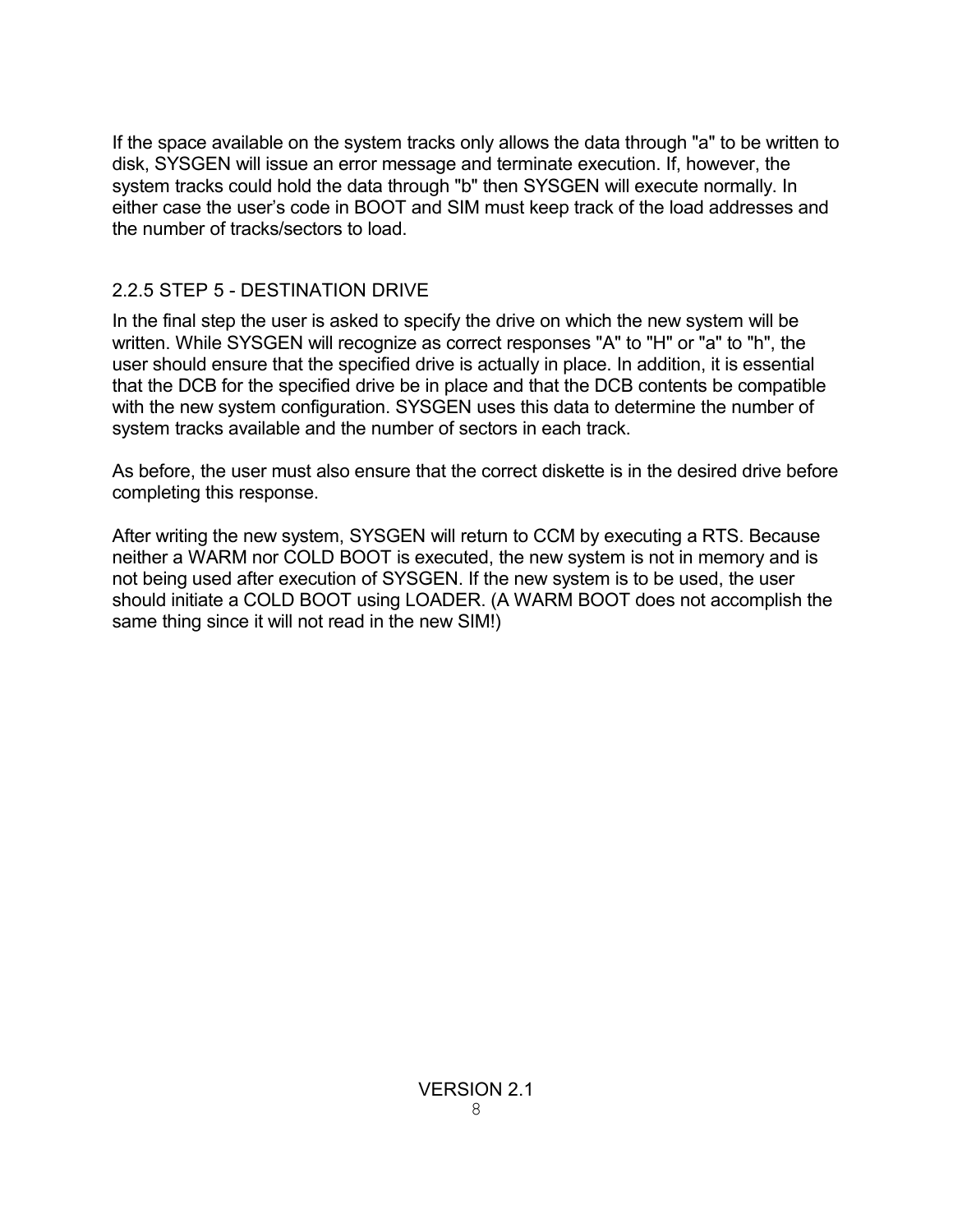If the space available on the system tracks only allows the data through "a" to be written to disk, SYSGEN will issue an error message and terminate execution. If, however, the system tracks could hold the data through "b" then SYSGEN will execute normally. In either case the user's code in BOOT and SIM must keep track of the load addresses and the number of tracks/sectors to load.

### 2.2.5 STEP 5 - DESTINATION DRIVE

In the final step the user is asked to specify the drive on which the new system will be written. While SYSGEN will recognize as correct responses "A" to "H" or "a" to "h", the user should ensure that the specified drive is actually in place. In addition, it is essential that the DCB for the specified drive be in place and that the DCB contents be compatible with the new system configuration. SYSGEN uses this data to determine the number of system tracks available and the number of sectors in each track.

As before, the user must also ensure that the correct diskette is in the desired drive before completing this response.

After writing the new system, SYSGEN will return to CCM by executing a RTS. Because neither a WARM nor COLD BOOT is executed, the new system is not in memory and is not being used after execution of SYSGEN. If the new system is to be used, the user should initiate a COLD BOOT using LOADER. (A WARM BOOT does not accomplish the same thing since it will not read in the new SIM!)

VERSION 2.1